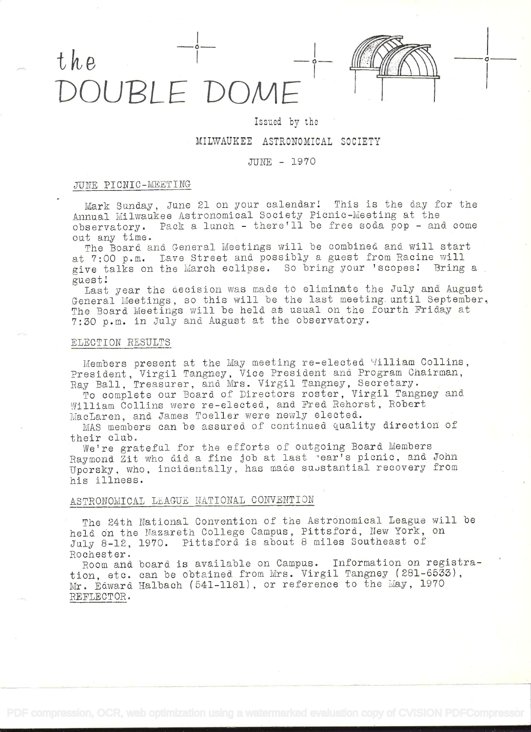# the DOUBLE DOME

Issued by the

MILWAUKEE ASTRONOMICAL SOCIETY

JUNE - 1970

## JUNE PICNIC-MEETING

Mark Sunday, June 21 on your calendar! This is the day for the Annual Milwaukee Astronomical Society Picnic-Meeting at the observatory. Pack a lunch - there'll be free soda pop - and come out any time.

The Board and General Meetings will be combined and will start at 7:00 p.m. Dave Street and possibly a guest from Racine will give talks on the March eclipse. So bring your 'scopes! Bring a guest!

Last year the decision was made to eliminate the July and August General Meetings, so this will be the last meeting until September. The Board Meetings will be held as usual on the fourth Friday at 7:30 p.m. in July and August at the observatory.

## ELECTION RESULTS

Members present at the May meeting re-elected William Collins, President, Virgil Tangney, Vice President and Program Chairman, Ray Ball, Treasurer, and Mrs. Virgil Tangney, Secretary.

To complete our Board of Directors roster, Virgil Tangney and William Collins were re-elected, and Fred Rehorst, Robert MacLaren, and James Toeller were newly elected.

MAS members can be assured of continued quality direction of their club.

We're grateful for the efforts of outgoing Board Members Raymond Zit who did a fine job at last year's picnic, and John Uporsky, who, incidentally, has made substantial recovery from his illness.

## ASTRONOMICAL LEAGUE NATIONAL CONVENTION

The 24th National Convention of the Astronomical League will be held on the Nazareth College Campus, Pittsford, New York, on July 8-12, 1970. Pittsford is about 8 miles Southeast of Rochester.

Room and board is available on Campus. Information on registration, etc. can be obtained from Mrs. Virgil Tangney (281-6533), Mr. Edward Halbach (541-1181), or reference to the May, 1970 REFLECTOR.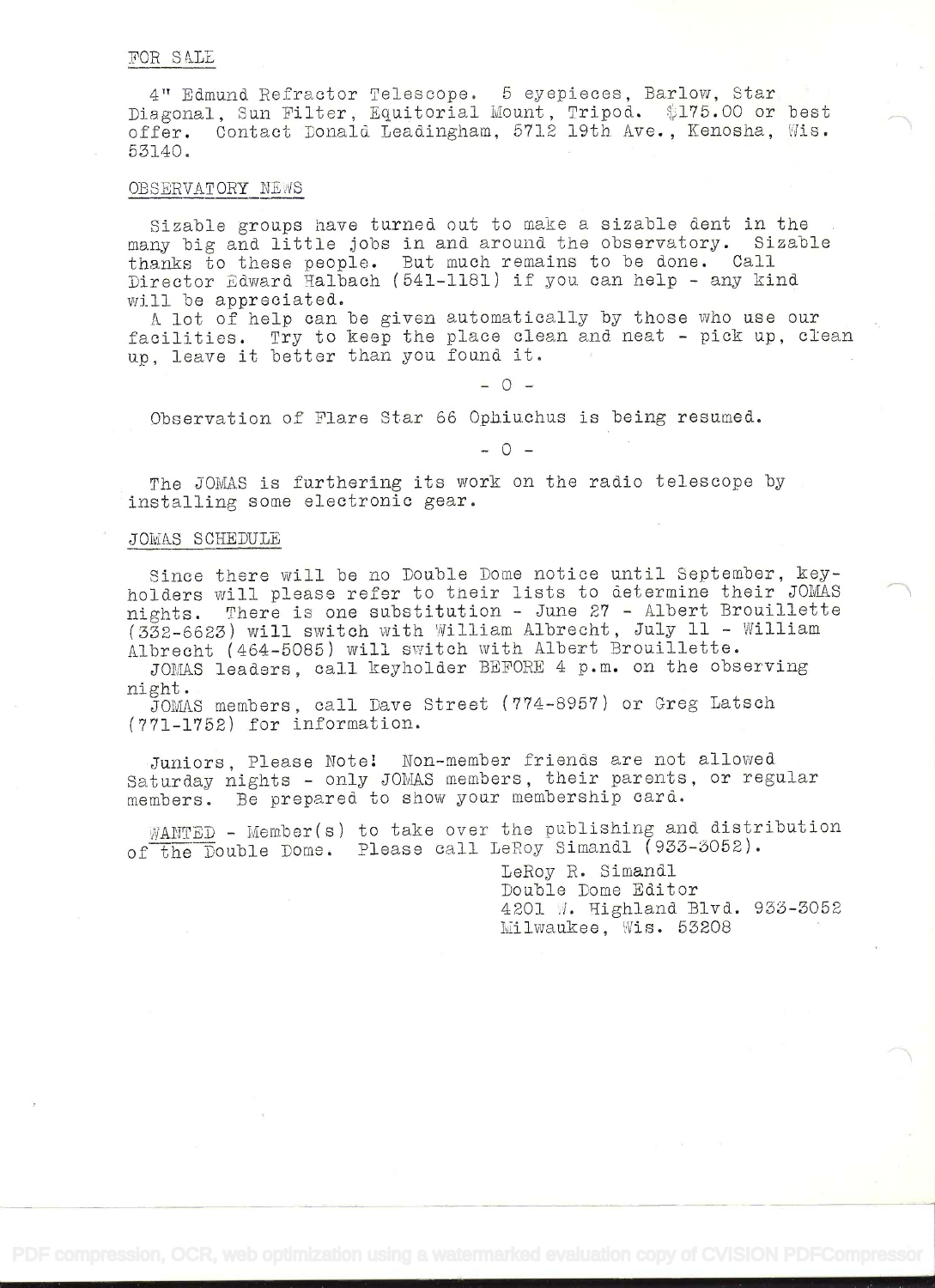## FOR SALE

4" Edmund Refractor Telescope. 5 eyepieces, Barlow, Star Diagonal, Sun Filter, Equitorial Mount, Tripod. $175.00 or best offer. Contact Donald Leadingham, 5712 19th Ave., Kenosha, Wis. 53140.

## OBSERVATORY NEWS

Sizable groups have turned out to make a sizable dent in the many big and little jobs in and around the observatory. Sizable thanks to these people. But much remains to be done. Call Director Edward Halbach (541-1181) if you can help - any kind will be appreciated.

A lot of help can be given automatically by those who use our facilities. Try to keep the place clean and neat - pick up, clean up, leave it better than you found it.

- 0 -

Observation of Flare Star 66 Ophiuchus is being resumed.

- 0 -

The JOMAS is furthering its work on the radio telescope by installing some electronic gear.

## JOMAS SCHEDULE

Since there will be no Double Dome notice until September, keyholders will please refer to their lists to determine their JOMAS nights. There is one substitution - June 27 - Albert Brouillette (332-6623) will switch with William Albrecht, July 11 - William Albrecht (464-5085) will switch with Albert Brouillette.

JOMAS leaders, call keyholder BEFORE 4 p.m. on the observing night.

JOMAS members, call Dave Street (774-8957) or Greg Latsch (771-1752) for information.

Juniors, Please Note! Non-member friends are not allowed Saturday nights - only JOMAS members, their parents, or regular members. Be prepared to show your membership card.

WANTED - Member(s) to take over the publishing and distribution of the Double Dome. Please call LeRoy Simandl (933-3052).

LeRoy R. Simandl
Double Dome Editor
4201 W. Highland Blvd. 933-3052
Milwaukee, Wis. 53208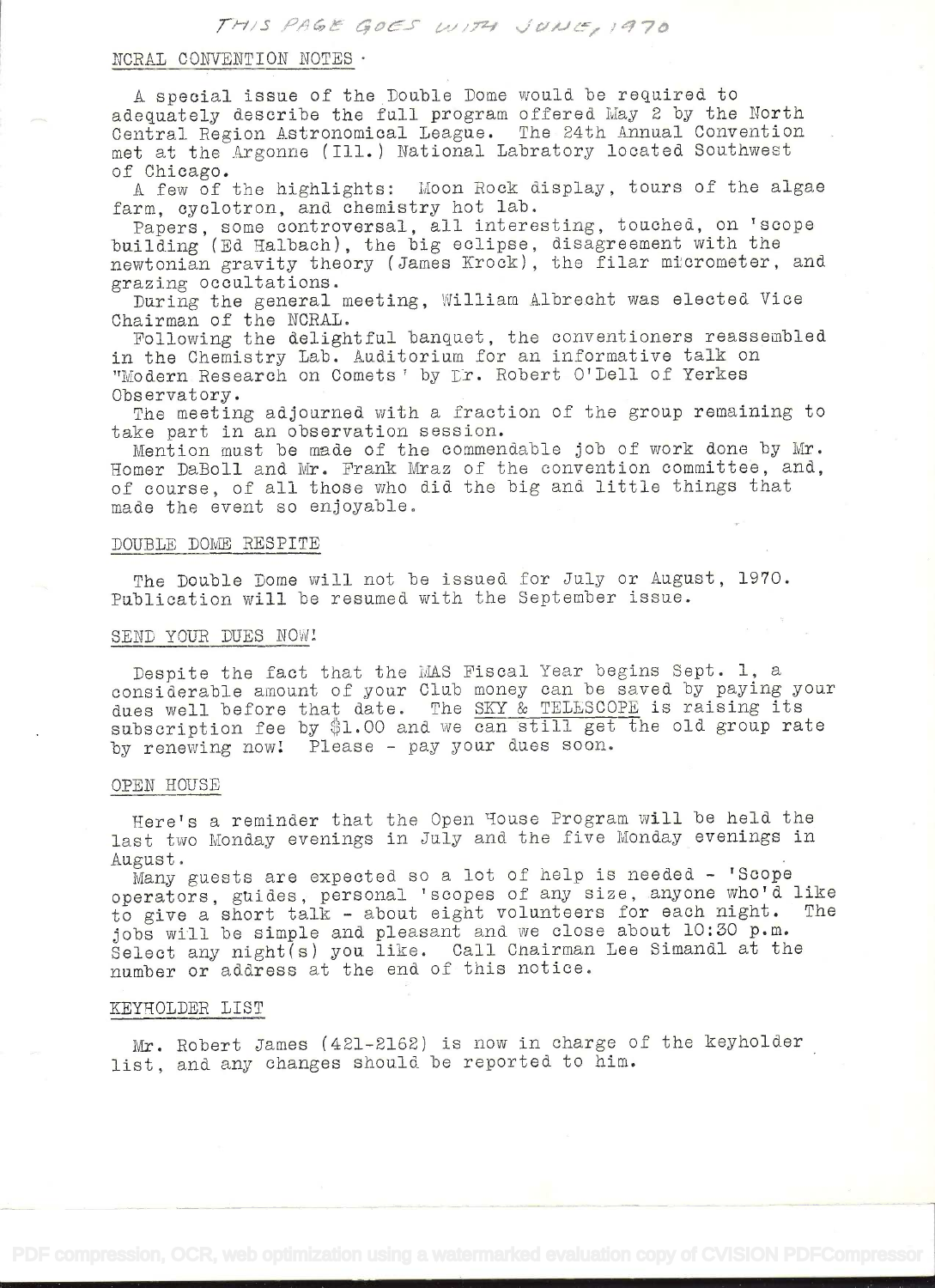THIS PAGE GOES WITH JUNE, 1970

## NCRAL CONVENTION NOTES

A special issue of the Double Dome would be required to adequately describe the full program offered May 2 by the North Central Region Astronomical League. The 24th Annual Convention met at the Argonne (Ill.) National Labratory located Southwest of Chicago.

A few of the highlights: Moon Rock display, tours of the algae farm, cyclotron, and chemistry hot lab.

Papers, some controversal, all interesting, touched, on 'scope building (Ed Halbach), the big eclipse, disagreement with the newtonian gravity theory (James Krock), the filar micrometer, and grazing occultations.

During the general meeting, William Albrecht was elected Vice Chairman of the NCRAL.

Following the delightful banquet, the conventioners reassembled in the Chemistry Lab. Auditorium for an informative talk on "Modern Research on Comets' by Dr. Robert O'Dell of Yerkes Observatory.

The meeting adjourned with a fraction of the group remaining to take part in an observation session.

Mention must be made of the commendable job of work done by Mr. Homer DaBoll and Mr. Frank Mraz of the convention committee, and, of course, of all those who did the big and little things that made the event so enjoyable.

## DOUBLE DOME RESPITE

The Double Dome will not be issued for July or August, 1970. Publication will be resumed with the September issue.

## SEND YOUR DUES NOW!

Despite the fact that the MAS Fiscal Year begins Sept. 1, a considerable amount of your Club money can be saved by paying your dues well before that date. The SKY & TELESCOPE is raising its subscription fee by $1.00 and we can still get the old group rate by renewing now! Please - pay your dues soon.

## OPEN HOUSE

Here's a reminder that the Open House Program will be held the last two Monday evenings in July and the five Monday evenings in August.

Many guests are expected so a lot of help is needed - 'Scope operators, guides, personal 'scopes of any size, anyone who'd like to give a short talk - about eight volunteers for each night. The jobs will be simple and pleasant and we close about 10:30 p.m. Select any night(s) you like. Call Chairman Lee Simandl at the number or address at the end of this notice.

## KEYHOLDER LIST

Mr. Robert James (421-2162) is now in charge of the keyholder list, and any changes should be reported to him.